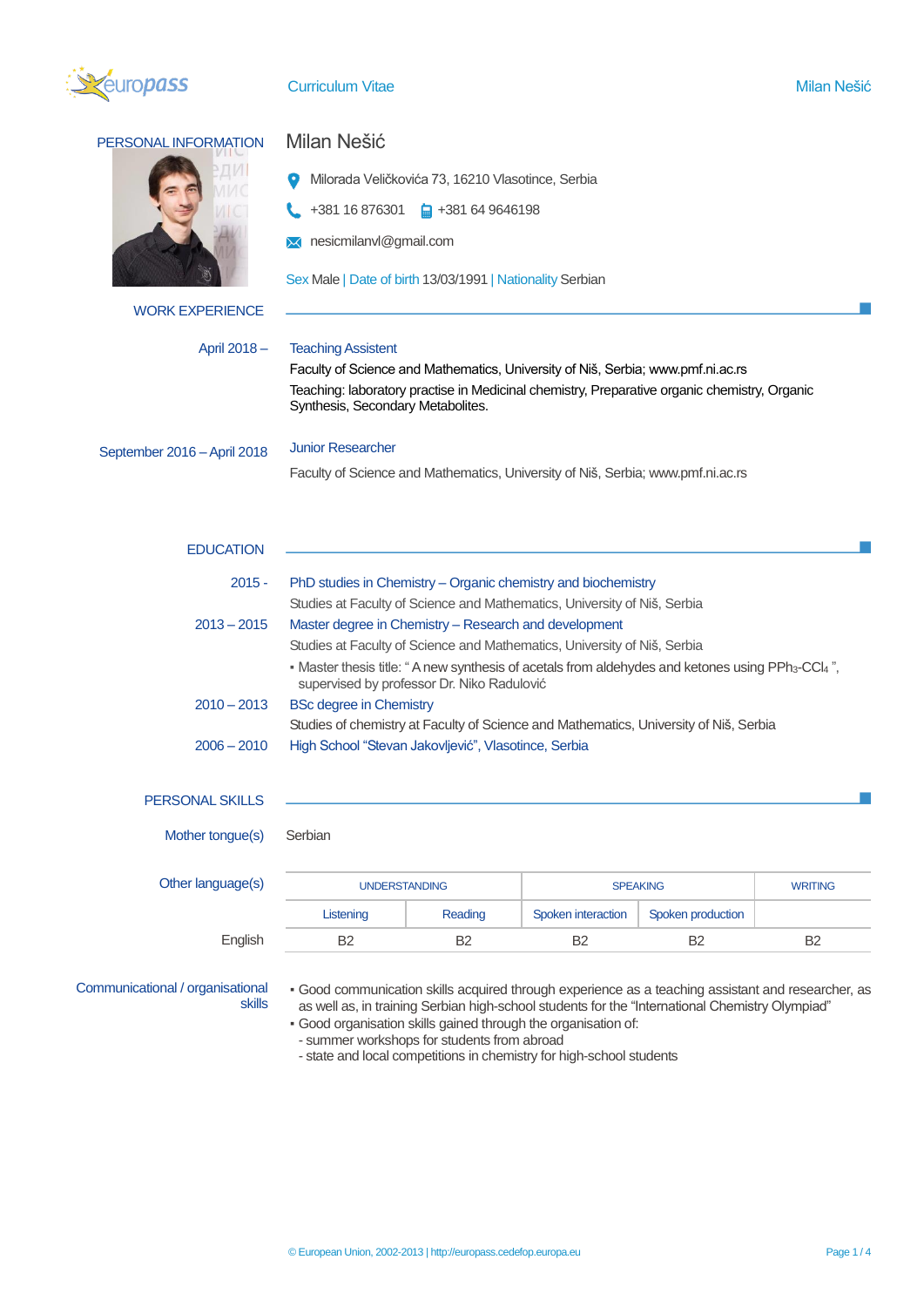# Curriculum Vitae

## PERSONAL INFORMATION

### Milan Nešić

Milorada Veličkovića 73, 16210 Vlasotince, Serbia

+381 16 876301 | +381 64 9646198

nesicmilanvl@gmail.com

Sex Male | Date of birth 13/03/1991 | Nationality Serbian

## WORK EXPERIENCE

**April 2018 –**

Teaching Assistant

Faculty of Science and Mathematics, University of Niš, Serbia; www.pmf.ni.ac.rs

Teaching: laboratory practise in Medicinal chemistry, Preparative organic chemistry, Organic Synthesis, Secondary Metabolites.

**September 2016 – April 2018**

Junior Researcher

Faculty of Science and Mathematics, University of Niš, Serbia; www.pmf.ni.ac.rs

## EDUCATION

**2015 -**

PhD studies in Chemistry – Organic chemistry and biochemistry

Studies at Faculty of Science and Mathematics, University of Niš, Serbia

**2013 – 2015**

Master degree in Chemistry – Research and development

Studies at Faculty of Science and Mathematics, University of Niš, Serbia

- Master thesis title: " A new synthesis of acetals from aldehydes and ketones using $PPh_3$-$CCl_4$ ", supervised by professor Dr. Niko Radulović

**2010 – 2013**

BSc degree in Chemistry

Studies of chemistry at Faculty of Science and Mathematics, University of Niš, Serbia

**2006 – 2010**

High School "Stevan Jakovljević", Vlasotince, Serbia

## PERSONAL SKILLS

**Mother tongue(s)**

Serbian

**Other language(s)**

| | UNDERSTANDING | | SPEAKING | | WRITING |
|---|---|---|---|---|---|
| | Listening | Reading | Spoken interaction | Spoken production | |
| English | B2 | B2 | B2 | B2 | B2 |

**Communicational / organisational skills**

- Good communication skills acquired through experience as a teaching assistant and researcher, as well as, in training Serbian high-school students for the "International Chemistry Olympiad"
- Good organisation skills gained through the organisation of:
  - summer workshops for students from abroad
  - state and local competitions in chemistry for high-school students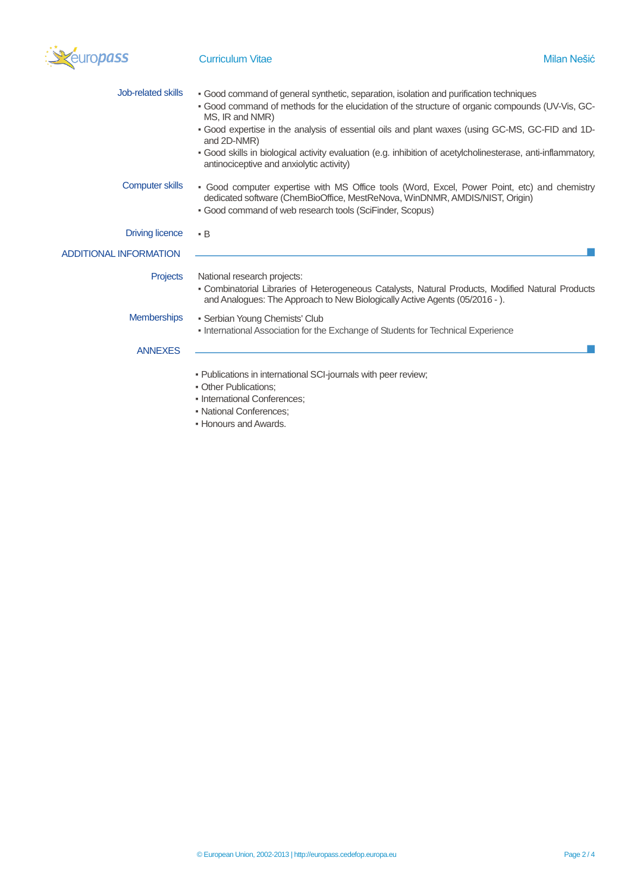**Job-related skills**

- Good command of general synthetic, separation, isolation and purification techniques
- Good command of methods for the elucidation of the structure of organic compounds (UV-Vis, GC-MS, IR and NMR)
- Good expertise in the analysis of essential oils and plant waxes (using GC-MS, GC-FID and 1D- and 2D-NMR)
- Good skills in biological activity evaluation (e.g. inhibition of acetylcholinesterase, anti-inflammatory, antinociceptive and anxiolytic activity)

**Computer skills**

- Good computer expertise with MS Office tools (Word, Excel, Power Point, etc) and chemistry dedicated software (ChemBioOffice, MestReNova, WinDNMR, AMDIS/NIST, Origin)
- Good command of web research tools (SciFinder, Scopus)

**Driving licence**

- B

## ADDITIONAL INFORMATION

**Projects**

National research projects:

- Combinatorial Libraries of Heterogeneous Catalysts, Natural Products, Modified Natural Products and Analogues: The Approach to New Biologically Active Agents (05/2016 - ).

**Memberships**

- Serbian Young Chemists' Club
- International Association for the Exchange of Students for Technical Experience

## ANNEXES

- Publications in international SCI-journals with peer review;
- Other Publications;
- International Conferences;
- National Conferences;
- Honours and Awards.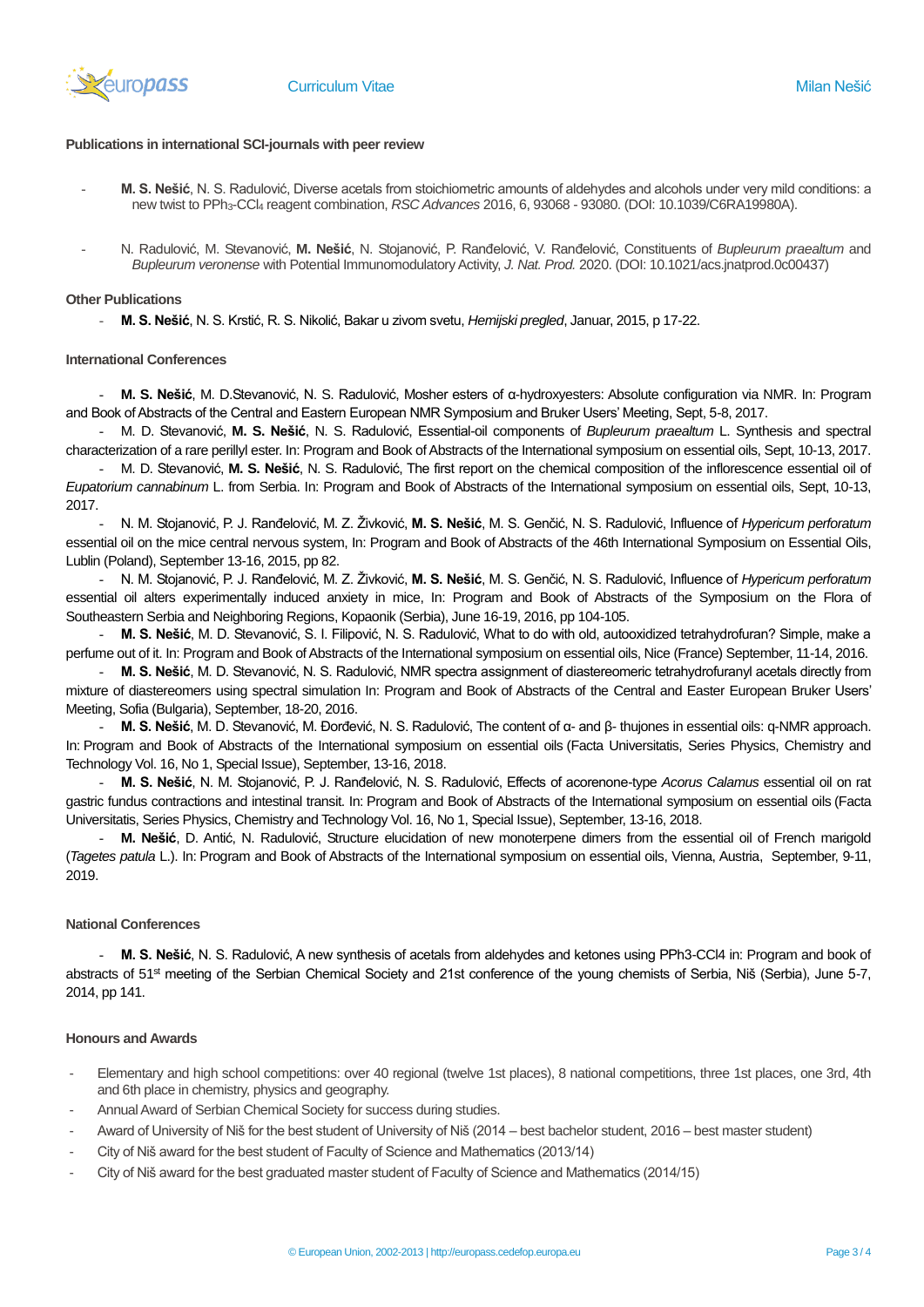### Publications in international SCI-journals with peer review

- **M. S. Nešić**, N. S. Radulović, Diverse acetals from stoichiometric amounts of aldehydes and alcohols under very mild conditions: a new twist to $PPh_3$-$CCl_4$ reagent combination, *RSC Advances* 2016, 6, 93068 - 93080. (DOI: 10.1039/C6RA19980A).

- N. Radulović, M. Stevanović, **M. Nešić**, N. Stojanović, P. Ranđelović, V. Ranđelović, Constituents of *Bupleurum praealtum* and *Bupleurum veronense* with Potential Immunomodulatory Activity, *J. Nat. Prod.* 2020. (DOI: 10.1021/acs.jnatprod.0c00437)

### Other Publications

- **M. S. Nešić**, N. S. Krstić, R. S. Nikolić, Bakar u zivom svetu, *Hemijski pregled*, Januar, 2015, p 17-22.

### International Conferences

- **M. S. Nešić**, M. D.Stevanović, N. S. Radulović, Mosher esters of α-hydroxyesters: Absolute configuration via NMR. In: Program and Book of Abstracts of the Central and Eastern European NMR Symposium and Bruker Users' Meeting, Sept, 5-8, 2017.
- M. D. Stevanović, **M. S. Nešić**, N. S. Radulović, Essential-oil components of *Bupleurum praealtum* L. Synthesis and spectral characterization of a rare perillyl ester. In: Program and Book of Abstracts of the International symposium on essential oils, Sept, 10-13, 2017.
- M. D. Stevanović, **M. S. Nešić**, N. S. Radulović, The first report on the chemical composition of the inflorescence essential oil of *Eupatorium cannabinum* L. from Serbia. In: Program and Book of Abstracts of the International symposium on essential oils, Sept, 10-13, 2017.
- N. M. Stojanović, P. J. Ranđelović, M. Z. Živković, **M. S. Nešić**, M. S. Genčić, N. S. Radulović, Influence of *Hypericum perforatum* essential oil on the mice central nervous system, In: Program and Book of Abstracts of the 46th International Symposium on Essential Oils, Lublin (Poland), September 13-16, 2015, pp 82.
- N. M. Stojanović, P. J. Ranđelović, M. Z. Živković, **M. S. Nešić**, M. S. Genčić, N. S. Radulović, Influence of *Hypericum perforatum* essential oil alters experimentally induced anxiety in mice, In: Program and Book of Abstracts of the Symposium on the Flora of Southeastern Serbia and Neighboring Regions, Kopaonik (Serbia), June 16-19, 2016, pp 104-105.
- **M. S. Nešić**, M. D. Stevanović, S. I. Filipović, N. S. Radulović, What to do with old, autooxidized tetrahydrofuran? Simple, make a perfume out of it. In: Program and Book of Abstracts of the International symposium on essential oils, Nice (France) September, 11-14, 2016.
- **M. S. Nešić**, M. D. Stevanović, N. S. Radulović, NMR spectra assignment of diastereomeric tetrahydrofuranyl acetals directly from mixture of diastereomers using spectral simulation In: Program and Book of Abstracts of the Central and Easter European Bruker Users' Meeting, Sofia (Bulgaria), September, 18-20, 2016.
- **M. S. Nešić**, M. D. Stevanović, M. Đorđević, N. S. Radulović, The content of α- and β- thujones in essential oils: q-NMR approach. In: Program and Book of Abstracts of the International symposium on essential oils (Facta Universitatis, Series Physics, Chemistry and Technology Vol. 16, No 1, Special Issue), September, 13-16, 2018.
- **M. S. Nešić**, N. M. Stojanović, P. J. Ranđelović, N. S. Radulović, Effects of acorenone-type *Acorus Calamus* essential oil on rat gastric fundus contractions and intestinal transit. In: Program and Book of Abstracts of the International symposium on essential oils (Facta Universitatis, Series Physics, Chemistry and Technology Vol. 16, No 1, Special Issue), September, 13-16, 2018.
- **M. Nešić**, D. Antić, N. Radulović, Structure elucidation of new monoterpene dimers from the essential oil of French marigold (*Tagetes patula* L.). In: Program and Book of Abstracts of the International symposium on essential oils, Vienna, Austria, September, 9-11, 2019.

### National Conferences

- **M. S. Nešić**, N. S. Radulović, A new synthesis of acetals from aldehydes and ketones using PPh3-CCl4 in: Program and book of abstracts of 51st meeting of the Serbian Chemical Society and 21st conference of the young chemists of Serbia, Niš (Serbia), June 5-7, 2014, pp 141.

### Honours and Awards

- Elementary and high school competitions: over 40 regional (twelve 1st places), 8 national competitions, three 1st places, one 3rd, 4th and 6th place in chemistry, physics and geography.
- Annual Award of Serbian Chemical Society for success during studies.
- Award of University of Niš for the best student of University of Niš (2014 – best bachelor student, 2016 – best master student)
- City of Niš award for the best student of Faculty of Science and Mathematics (2013/14)
- City of Niš award for the best graduated master student of Faculty of Science and Mathematics (2014/15)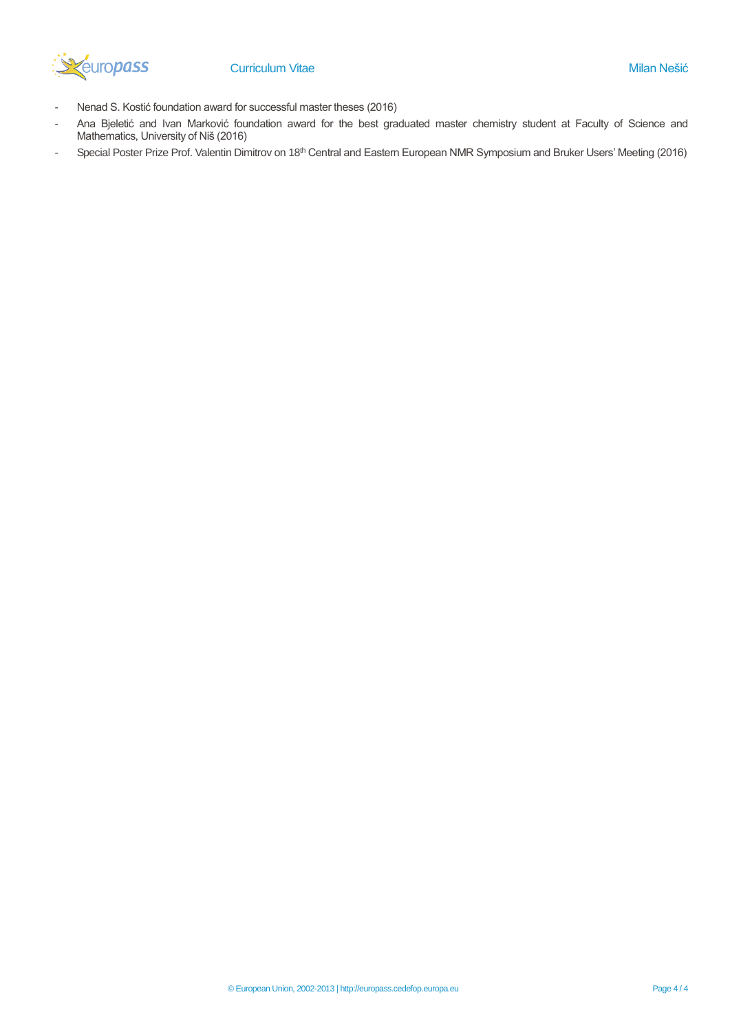- Nenad S. Kostić foundation award for successful master theses (2016)
- Ana Bjeletić and Ivan Marković foundation award for the best graduated master chemistry student at Faculty of Science and Mathematics, University of Niš (2016)
- Special Poster Prize Prof. Valentin Dimitrov on 18th Central and Eastern European NMR Symposium and Bruker Users' Meeting (2016)